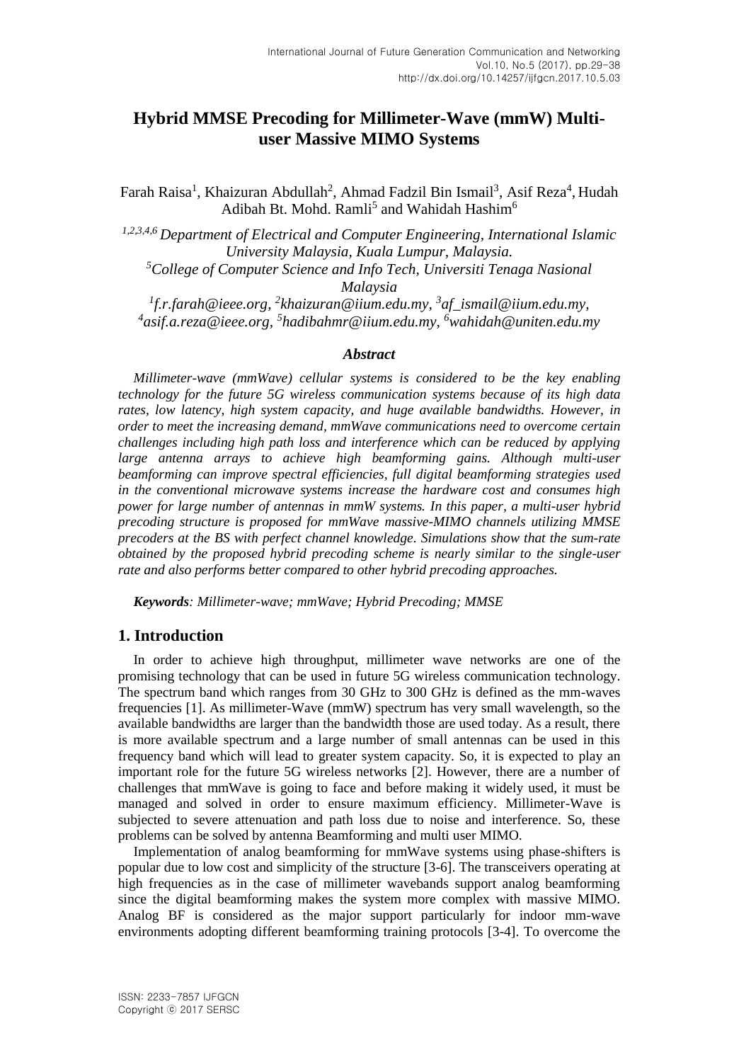# Hybrid MMSE Precoding for Millimeter-Wave (mmW) Multi-user Massive MIMO Systems

Farah Raisa[1], Khaizuran Abdullah[2], Ahmad Fadzil Bin Ismail[3], Asif Reza[4], Hudah Adibah Bt. Mohd. Ramli[5] and Wahidah Hashim[6]

*[1,2,3,4,6] Department of Electrical and Computer Engineering, International Islamic University Malaysia, Kuala Lumpur, Malaysia.*
*[5] College of Computer Science and Info Tech, Universiti Tenaga Nasional Malaysia*
*[1] f.r.farah@ieee.org, [2] khaizuran@iium.edu.my, [3] af_ismail@iium.edu.my, [4] asif.a.reza@ieee.org, [5] hadibahmr@iium.edu.my, [6] wahidah@uniten.edu.my*

### *Abstract*

*Millimeter-wave (mmWave) cellular systems is considered to be the key enabling technology for the future 5G wireless communication systems because of its high data rates, low latency, high system capacity, and huge available bandwidths. However, in order to meet the increasing demand, mmWave communications need to overcome certain challenges including high path loss and interference which can be reduced by applying large antenna arrays to achieve high beamforming gains. Although multi-user beamforming can improve spectral efficiencies, full digital beamforming strategies used in the conventional microwave systems increase the hardware cost and consumes high power for large number of antennas in mmW systems. In this paper, a multi-user hybrid precoding structure is proposed for mmWave massive-MIMO channels utilizing MMSE precoders at the BS with perfect channel knowledge. Simulations show that the sum-rate obtained by the proposed hybrid precoding scheme is nearly similar to the single-user rate and also performs better compared to other hybrid precoding approaches.*

***Keywords**: Millimeter-wave; mmWave; Hybrid Precoding; MMSE*

## 1. Introduction

In order to achieve high throughput, millimeter wave networks are one of the promising technology that can be used in future 5G wireless communication technology. The spectrum band which ranges from 30 GHz to 300 GHz is defined as the mm-waves frequencies [1]. As millimeter-Wave (mmW) spectrum has very small wavelength, so the available bandwidths are larger than the bandwidth those are used today. As a result, there is more available spectrum and a large number of small antennas can be used in this frequency band which will lead to greater system capacity. So, it is expected to play an important role for the future 5G wireless networks [2]. However, there are a number of challenges that mmWave is going to face and before making it widely used, it must be managed and solved in order to ensure maximum efficiency. Millimeter-Wave is subjected to severe attenuation and path loss due to noise and interference. So, these problems can be solved by antenna Beamforming and multi user MIMO.

Implementation of analog beamforming for mmWave systems using phase-shifters is popular due to low cost and simplicity of the structure [3-6]. The transceivers operating at high frequencies as in the case of millimeter wavebands support analog beamforming since the digital beamforming makes the system more complex with massive MIMO. Analog BF is considered as the major support particularly for indoor mm-wave environments adopting different beamforming training protocols [3-4]. To overcome the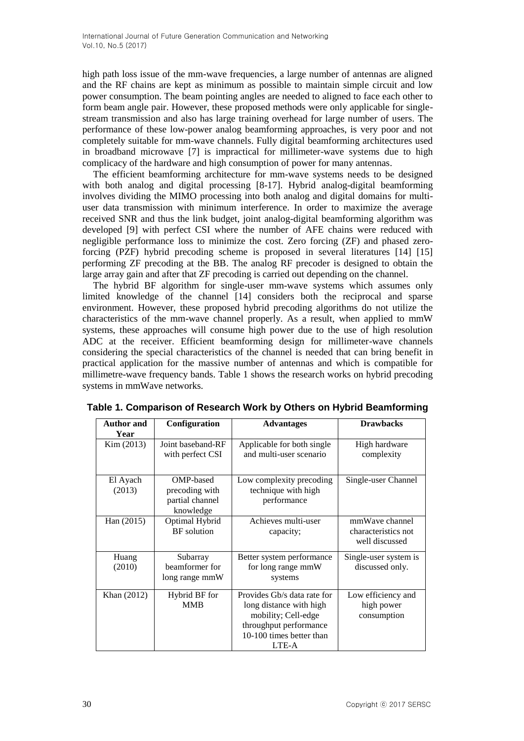high path loss issue of the mm-wave frequencies, a large number of antennas are aligned and the RF chains are kept as minimum as possible to maintain simple circuit and low power consumption. The beam pointing angles are needed to aligned to face each other to form beam angle pair. However, these proposed methods were only applicable for single-stream transmission and also has large training overhead for large number of users. The performance of these low-power analog beamforming approaches, is very poor and not completely suitable for mm-wave channels. Fully digital beamforming architectures used in broadband microwave [7] is impractical for millimeter-wave systems due to high complicacy of the hardware and high consumption of power for many antennas.

The efficient beamforming architecture for mm-wave systems needs to be designed with both analog and digital processing [8-17]. Hybrid analog-digital beamforming involves dividing the MIMO processing into both analog and digital domains for multi-user data transmission with minimum interference. In order to maximize the average received SNR and thus the link budget, joint analog-digital beamforming algorithm was developed [9] with perfect CSI where the number of AFE chains were reduced with negligible performance loss to minimize the cost. Zero forcing (ZF) and phased zero-forcing (PZF) hybrid precoding scheme is proposed in several literatures [14] [15] performing ZF precoding at the BB. The analog RF precoder is designed to obtain the large array gain and after that ZF precoding is carried out depending on the channel.

The hybrid BF algorithm for single-user mm-wave systems which assumes only limited knowledge of the channel [14] considers both the reciprocal and sparse environment. However, these proposed hybrid precoding algorithms do not utilize the characteristics of the mm-wave channel properly. As a result, when applied to mmW systems, these approaches will consume high power due to the use of high resolution ADC at the receiver. Efficient beamforming design for millimeter-wave channels considering the special characteristics of the channel is needed that can bring benefit in practical application for the massive number of antennas and which is compatible for millimetre-wave frequency bands. Table 1 shows the research works on hybrid precoding systems in mmWave networks.

**Table 1. Comparison of Research Work by Others on Hybrid Beamforming**

| Author and Year | Configuration | Advantages | Drawbacks |
|---|---|---|---|
| Kim (2013) | Joint baseband-RF with perfect CSI | Applicable for both single and multi-user scenario | High hardware complexity |
| El Ayach (2013) | OMP-based precoding with partial channel knowledge | Low complexity precoding technique with high performance | Single-user Channel |
| Han (2015) | Optimal Hybrid BF solution | Achieves multi-user capacity; | mmWave channel characteristics not well discussed |
| Huang (2010) | Subarray beamformer for long range mmW | Better system performance for long range mmW systems | Single-user system is discussed only. |
| Khan (2012) | Hybrid BF for MMB | Provides Gb/s data rate for long distance with high mobility; Cell-edge throughput performance 10-100 times better than LTE-A | Low efficiency and high power consumption |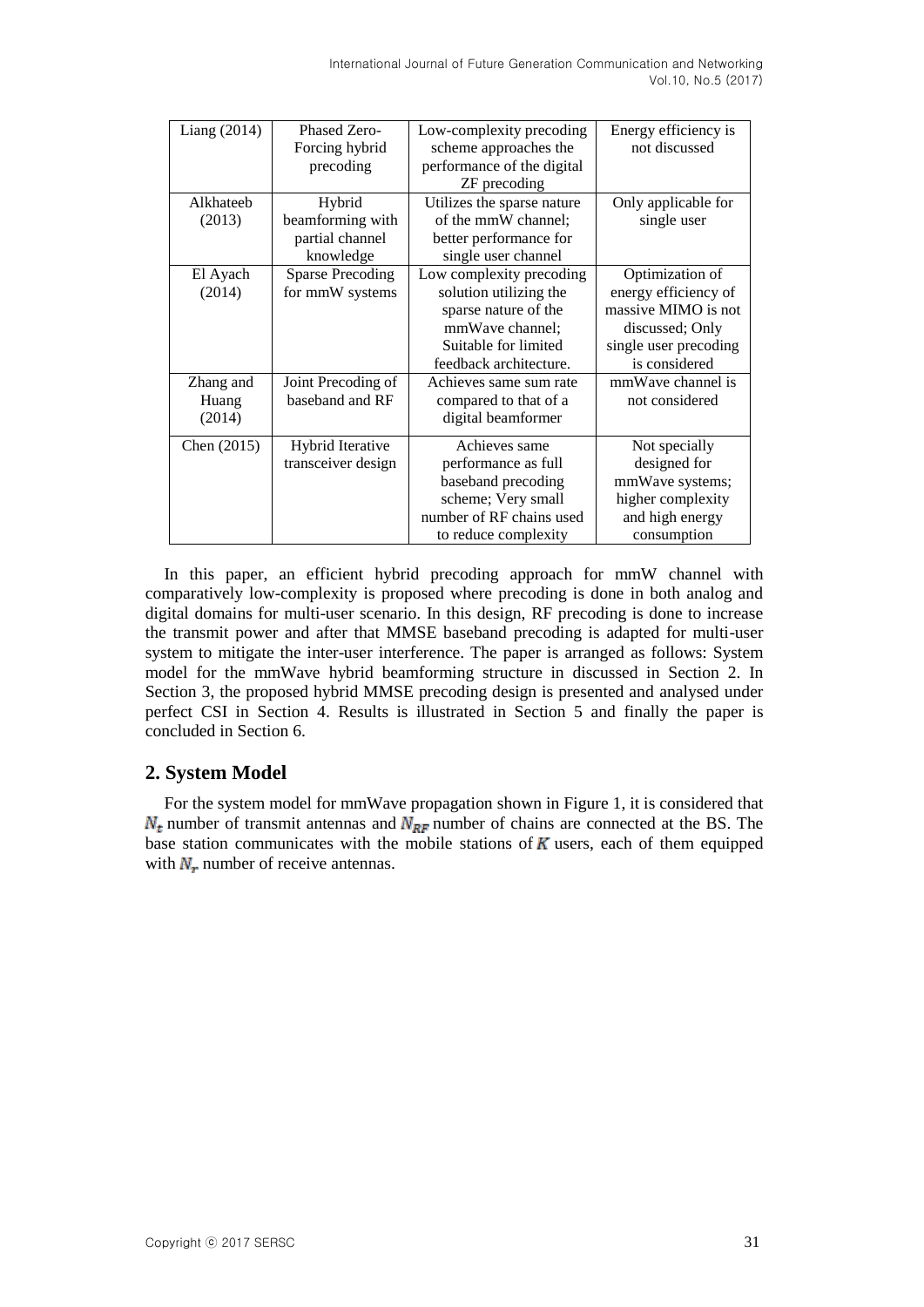| Liang (2014) | Phased Zero-Forcing hybrid precoding | Low-complexity precoding scheme approaches the performance of the digital ZF precoding | Energy efficiency is not discussed |
|---|---|---|---|
| Alkhateeb (2013) | Hybrid beamforming with partial channel knowledge | Utilizes the sparse nature of the mmW channel; better performance for single user channel | Only applicable for single user |
| El Ayach (2014) | Sparse Precoding for mmW systems | Low complexity precoding solution utilizing the sparse nature of the mmWave channel; Suitable for limited feedback architecture. | Optimization of energy efficiency of massive MIMO is not discussed; Only single user precoding is considered |
| Zhang and Huang (2014) | Joint Precoding of baseband and RF | Achieves same sum rate compared to that of a digital beamformer | mmWave channel is not considered |
| Chen (2015) | Hybrid Iterative transceiver design | Achieves same performance as full baseband precoding scheme; Very small number of RF chains used to reduce complexity | Not specially designed for mmWave systems; higher complexity and high energy consumption |

In this paper, an efficient hybrid precoding approach for mmW channel with comparatively low-complexity is proposed where precoding is done in both analog and digital domains for multi-user scenario. In this design, RF precoding is done to increase the transmit power and after that MMSE baseband precoding is adapted for multi-user system to mitigate the inter-user interference. The paper is arranged as follows: System model for the mmWave hybrid beamforming structure in discussed in Section 2. In Section 3, the proposed hybrid MMSE precoding design is presented and analysed under perfect CSI in Section 4. Results is illustrated in Section 5 and finally the paper is concluded in Section 6.

## 2. System Model

For the system model for mmWave propagation shown in Figure 1, it is considered that $N_t$ number of transmit antennas and $N_{RF}$ number of chains are connected at the BS. The base station communicates with the mobile stations of $K$ users, each of them equipped with $N_r$ number of receive antennas.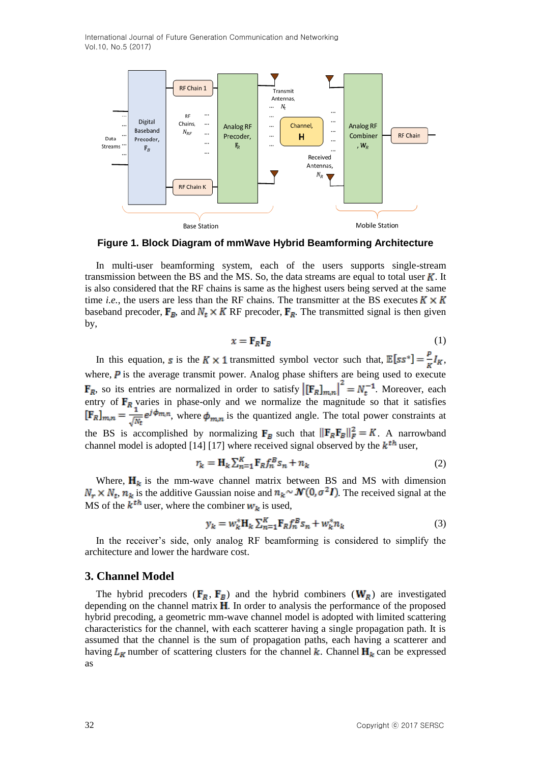**Figure 1. Block Diagram of mmWave Hybrid Beamforming Architecture**

In multi-user beamforming system, each of the users supports single-stream transmission between the BS and the MS. So, the data streams are equal to total user $K$. It is also considered that the RF chains is same as the highest users being served at the same time *i.e.*, the users are less than the RF chains. The transmitter at the BS executes $K \times K$ baseband precoder, $\mathbf{F}_B$, and $N_t \times K$ RF precoder, $\mathbf{F}_R$. The transmitted signal is then given by,

$$x = \mathbf{F}_R \mathbf{F}_B \tag{1}$$

In this equation, $s$ is the $K \times 1$ transmitted symbol vector such that, $\mathbb{E}[ss^*] = \frac{P}{K} I_K$, where, $P$ is the average transmit power. Analog phase shifters are being used to execute $\mathbf{F}_R$, so its entries are normalized in order to satisfy $\left|[\mathbf{F}_R]_{m,n}\right|^2 = N_t^{-1}$. Moreover, each entry of $\mathbf{F}_R$ varies in phase-only and we normalize the magnitude so that it satisfies $[\mathbf{F}_R]_{m,n} = \frac{1}{\sqrt{N_t}} e^{j\phi_{m,n}}$, where $\phi_{m,n}$ is the quantized angle. The total power constraints at the BS is accomplished by normalizing $\mathbf{F}_B$ such that $\|\mathbf{F}_R \mathbf{F}_B\|_F^2 = K$. A narrowband channel model is adopted [14] [17] where received signal observed by the $k^{th}$ user,

$$r_k = \mathbf{H}_k \sum_{n=1}^{K} \mathbf{F}_R f_n^B s_n + n_k \tag{2}$$

Where, $\mathbf{H}_k$ is the mm-wave channel matrix between BS and MS with dimension $N_r \times N_t$, $n_k$ is the additive Gaussian noise and $n_k \sim \mathcal{N}(0, \sigma^2 I)$. The received signal at the MS of the $k^{th}$ user, where the combiner $w_k$ is used,

$$y_k = w_k^* \mathbf{H}_k \sum_{n=1}^{K} \mathbf{F}_R f_n^B s_n + w_k^* n_k \tag{3}$$

In the receiver's side, only analog RF beamforming is considered to simplify the architecture and lower the hardware cost.

## 3. Channel Model

The hybrid precoders ($\mathbf{F}_R$, $\mathbf{F}_B$) and the hybrid combiners ($\mathbf{W}_R$) are investigated depending on the channel matrix $\mathbf{H}$. In order to analysis the performance of the proposed hybrid precoding, a geometric mm-wave channel model is adopted with limited scattering characteristics for the channel, with each scatterer having a single propagation path. It is assumed that the channel is the sum of propagation paths, each having a scatterer and having $L_K$ number of scattering clusters for the channel $k$. Channel $\mathbf{H}_k$ can be expressed as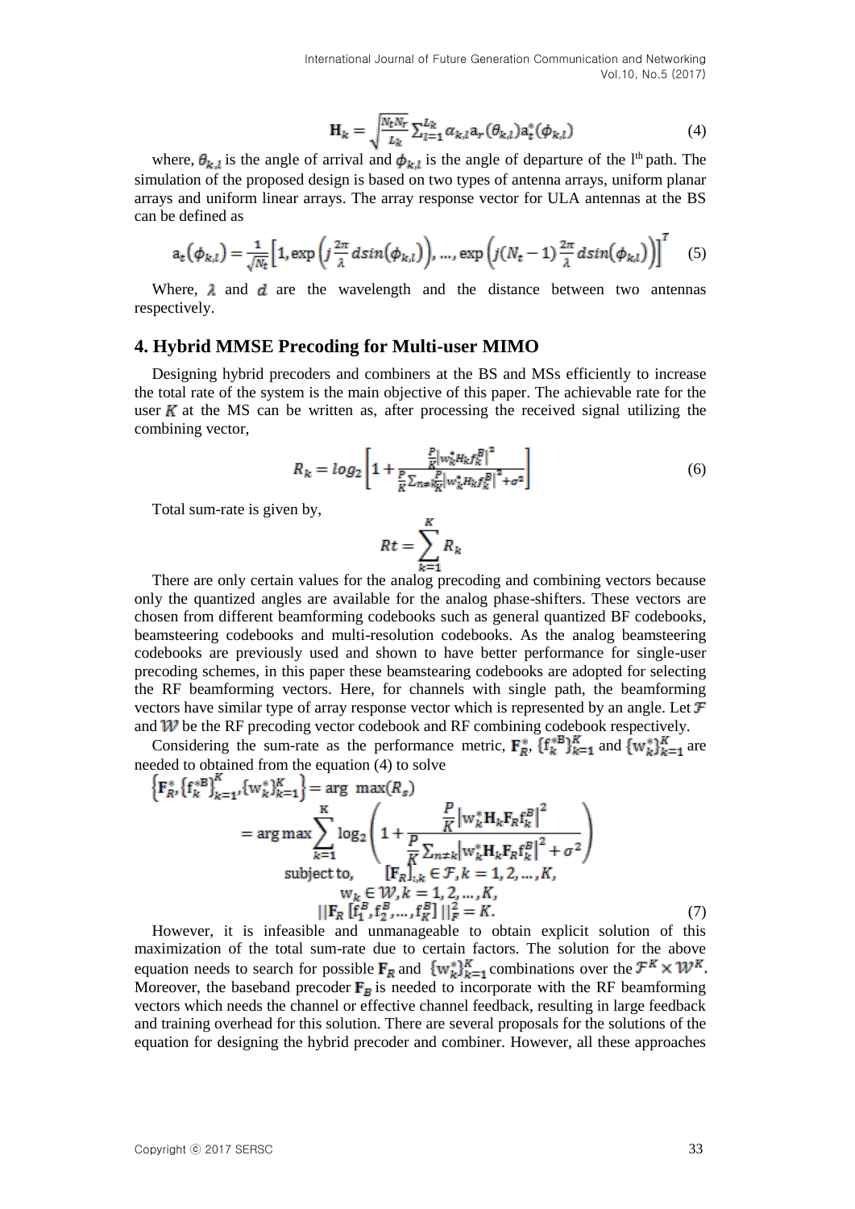$$\mathbf{H}_k = \sqrt{\frac{N_t N_r}{L_k}} \sum_{l=1}^{L_k} \alpha_{k,l} \mathbf{a}_r(\theta_{k,l}) \mathbf{a}_t^*(\phi_{k,l}) \quad (4)$$

where, $\theta_{k,l}$ is the angle of arrival and $\phi_{k,l}$ is the angle of departure of the l[th] path. The simulation of the proposed design is based on two types of antenna arrays, uniform planar arrays and uniform linear arrays. The array response vector for ULA antennas at the BS can be defined as

$$\mathbf{a}_t(\phi_{k,l}) = \frac{1}{\sqrt{N_t}} \left[1, \exp\left(j\frac{2\pi}{\lambda} d \sin(\phi_{k,l})\right), \ldots, \exp\left(j(N_t-1)\frac{2\pi}{\lambda} d \sin(\phi_{k,l})\right)\right]^T \quad (5)$$

Where, $\lambda$ and $d$ are the wavelength and the distance between two antennas respectively.

## 4. Hybrid MMSE Precoding for Multi-user MIMO

Designing hybrid precoders and combiners at the BS and MSs efficiently to increase the total rate of the system is the main objective of this paper. The achievable rate for the user $K$ at the MS can be written as, after processing the received signal utilizing the combining vector,

$$R_k = log_2\left[1 + \frac{\frac{P}{K}\left|w_k^* H_k f_k^B\right|^2}{\frac{P}{K}\sum_{n \neq k}\frac{P}{K}\left|w_k^* H_k f_k^B\right|^2 + \sigma^2}\right] \quad (6)$$

Total sum-rate is given by,

$$Rt = \sum_{k=1}^{K} R_k$$

There are only certain values for the analog precoding and combining vectors because only the quantized angles are available for the analog phase-shifters. These vectors are chosen from different beamforming codebooks such as general quantized BF codebooks, beamsteering codebooks and multi-resolution codebooks. As the analog beamsteering codebooks are previously used and shown to have better performance for single-user precoding schemes, in this paper these beamstearing codebooks are adopted for selecting the RF beamforming vectors. Here, for channels with single path, the beamforming vectors have similar type of array response vector which is represented by an angle. Let $\mathcal{F}$ and $\mathcal{W}$ be the RF precoding vector codebook and RF combining codebook respectively.

Considering the sum-rate as the performance metric, $\mathbf{F}_R^*$, $\{\mathbf{f}_k^{*B}\}_{k=1}^K$ and $\{\mathbf{w}_k^*\}_{k=1}^K$ are needed to obtained from the equation (4) to solve

$$\begin{aligned}
\left\{\mathbf{F}_R^*, \{\mathbf{f}_k^{*B}\}_{k=1}^K, \{\mathbf{w}_k^*\}_{k=1}^K\right\} &= \arg\ \max(R_s) \\
&= \arg\max \sum_{k=1}^{K} \log_2\left(1 + \frac{\frac{P}{K}\left|\mathbf{w}_k^* \mathbf{H}_k \mathbf{F}_R \mathbf{f}_k^B\right|^2}{\frac{P}{K}\sum_{n \neq k}\left|\mathbf{w}_k^* \mathbf{H}_k \mathbf{F}_R \mathbf{f}_k^B\right|^2 + \sigma^2}\right) \\
\text{subject to,} \quad & [\mathbf{F}_R]_{:,k} \in \mathcal{F}, k = 1, 2, \ldots, K, \\
& \mathbf{w}_k \in \mathcal{W}, k = 1, 2, \ldots, K, \\
& \|\mathbf{F}_R\,[\mathbf{f}_1^B, \mathbf{f}_2^B, \ldots, \mathbf{f}_K^B]\|_F^2 = K.
\end{aligned} \quad (7)$$

However, it is infeasible and unmanageable to obtain explicit solution of this maximization of the total sum-rate due to certain factors. The solution for the above equation needs to search for possible $\mathbf{F}_R$ and $\{\mathbf{w}_k^*\}_{k=1}^K$ combinations over the $\mathcal{F}^K \times \mathcal{W}^K$. Moreover, the baseband precoder $\mathbf{F}_B$ is needed to incorporate with the RF beamforming vectors which needs the channel or effective channel feedback, resulting in large feedback and training overhead for this solution. There are several proposals for the solutions of the equation for designing the hybrid precoder and combiner. However, all these approaches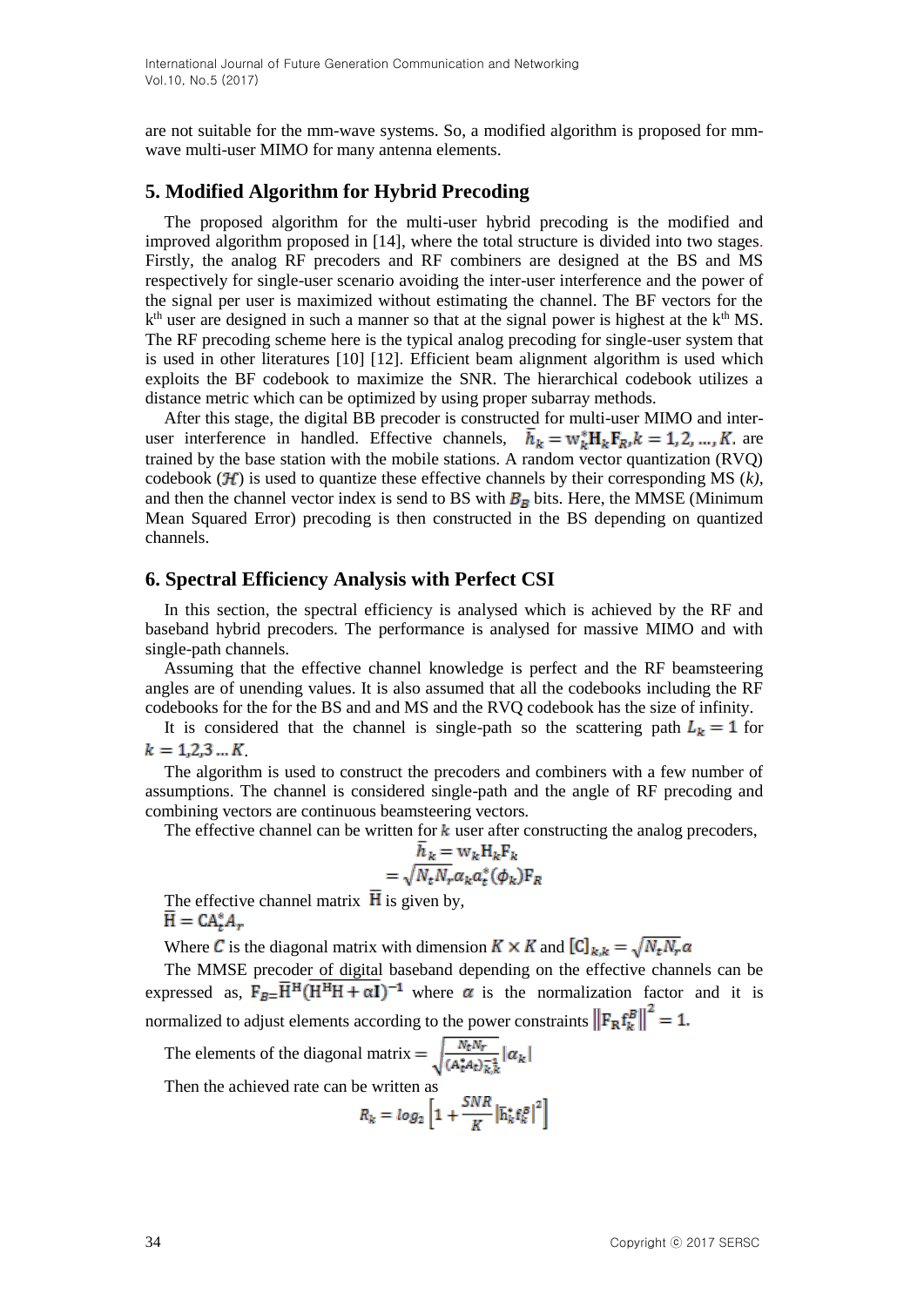are not suitable for the mm-wave systems. So, a modified algorithm is proposed for mm-wave multi-user MIMO for many antenna elements.

## 5. Modified Algorithm for Hybrid Precoding

The proposed algorithm for the multi-user hybrid precoding is the modified and improved algorithm proposed in [14], where the total structure is divided into two stages. Firstly, the analog RF precoders and RF combiners are designed at the BS and MS respectively for single-user scenario avoiding the inter-user interference and the power of the signal per user is maximized without estimating the channel. The BF vectors for the $k^{th}$ user are designed in such a manner so that at the signal power is highest at the $k^{th}$ MS. The RF precoding scheme here is the typical analog precoding for single-user system that is used in other literatures [10] [12]. Efficient beam alignment algorithm is used which exploits the BF codebook to maximize the SNR. The hierarchical codebook utilizes a distance metric which can be optimized by using proper subarray methods.

After this stage, the digital BB precoder is constructed for multi-user MIMO and inter-user interference in handled. Effective channels, $\bar{h}_k = \mathrm{w}_k^* \mathrm{H}_k \mathrm{F}_R, k = 1, 2, \ldots, K$. are trained by the base station with the mobile stations. A random vector quantization (RVQ) codebook ($\mathcal{H}$) is used to quantize these effective channels by their corresponding MS (*k*), and then the channel vector index is send to BS with $B_B$ bits. Here, the MMSE (Minimum Mean Squared Error) precoding is then constructed in the BS depending on quantized channels.

## 6. Spectral Efficiency Analysis with Perfect CSI

In this section, the spectral efficiency is analysed which is achieved by the RF and baseband hybrid precoders. The performance is analysed for massive MIMO and with single-path channels.

Assuming that the effective channel knowledge is perfect and the RF beamsteering angles are of unending values. It is also assumed that all the codebooks including the RF codebooks for the for the BS and and MS and the RVQ codebook has the size of infinity.

It is considered that the channel is single-path so the scattering path $L_k = 1$ for $k = 1,2,3 \ldots K$.

The algorithm is used to construct the precoders and combiners with a few number of assumptions. The channel is considered single-path and the angle of RF precoding and combining vectors are continuous beamsteering vectors.

The effective channel can be written for $k$ user after constructing the analog precoders,

$$\bar{h}_k = \mathrm{w}_k \mathrm{H}_k \mathrm{F}_k$$
$$= \sqrt{N_t N_r} \alpha_k a_t^*(\phi_k) \mathrm{F}_R$$

The effective channel matrix $\bar{\mathrm{H}}$ is given by,

$\bar{\mathrm{H}} = \mathrm{C} \mathrm{A}_t^* A_r$

Where $C$ is the diagonal matrix with dimension $K \times K$ and $[\mathrm{C}]_{k,k} = \sqrt{N_t N_r} \alpha$

The MMSE precoder of digital baseband depending on the effective channels can be expressed as, $\mathrm{F}_B = \bar{\mathrm{H}}^{\mathrm{H}} (\mathrm{H}^{\mathrm{H}} \mathrm{H} + \alpha \mathrm{I})^{-1}$ where $\alpha$ is the normalization factor and it is normalized to adjust elements according to the power constraints $\left\| \mathrm{F}_R \mathrm{f}_k^B \right\|^2 = 1$.

The elements of the diagonal matrix $= \sqrt{\frac{N_t N_r}{(\mathrm{A}_t^* A_t)_{k,k}^{-1}}} |\alpha_k|$

Then the achieved rate can be written as

$$R_k = log_2 \left[ 1 + \frac{SNR}{K} \left| \bar{\mathrm{h}}_k^* \mathrm{f}_k^B \right|^2 \right]$$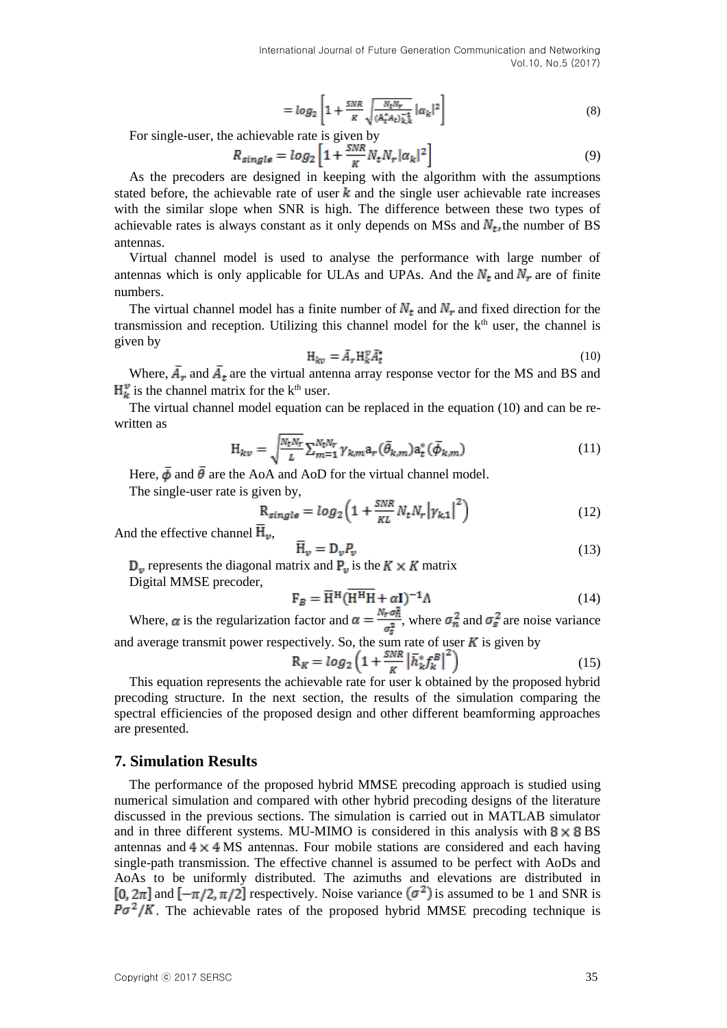$$= log_2 \left[ 1 + \frac{SNR}{K} \sqrt{\frac{N_t N_r}{(A_t^* A_t)_{k,k}^{-1}}} |\alpha_k|^2 \right] \tag{8}$$

For single-user, the achievable rate is given by

$$R_{single} = log_2 \left[ 1 + \frac{SNR}{K} N_t N_r |\alpha_k|^2 \right] \tag{9}$$

As the precoders are designed in keeping with the algorithm with the assumptions stated before, the achievable rate of user $k$ and the single user achievable rate increases with the similar slope when SNR is high. The difference between these two types of achievable rates is always constant as it only depends on MSs and $N_t$, the number of BS antennas.

Virtual channel model is used to analyse the performance with large number of antennas which is only applicable for ULAs and UPAs. And the $N_t$ and $N_r$ are of finite numbers.

The virtual channel model has a finite number of $N_t$ and $N_r$ and fixed direction for the transmission and reception. Utilizing this channel model for the k[th] user, the channel is given by

$$\mathrm{H}_{kv} = \bar{A}_r \mathrm{H}_k^v \bar{A}_t^* \tag{10}$$

Where, $\bar{A}_r$ and $\bar{A}_t$ are the virtual antenna array response vector for the MS and BS and $\mathrm{H}_k^v$ is the channel matrix for the k[th] user.

The virtual channel model equation can be replaced in the equation (10) and can be re-written as

$$\mathrm{H}_{kv} = \sqrt{\frac{N_t N_r}{L}} \sum_{m=1}^{N_t N_r} \gamma_{k,m} \mathrm{a}_r(\bar{\theta}_{k,m}) \mathrm{a}_t^*(\bar{\phi}_{k,m}) \tag{11}$$

Here, $\bar{\phi}$ and $\bar{\theta}$ are the AoA and AoD for the virtual channel model.

The single-user rate is given by,

$$\mathrm{R}_{single} = log_2 \left( 1 + \frac{SNR}{KL} N_t N_r |\gamma_{k1}|^2 \right) \tag{12}$$

And the effective channel $\overline{\mathrm{H}}_v$,

$$\overline{\mathrm{H}}_v = \mathrm{D}_v P_v \tag{13}$$

$\mathrm{D}_v$ represents the diagonal matrix and $\mathrm{P}_v$ is the $K \times K$ matrix

Digital MMSE precoder,

$$\mathrm{F}_B = \overline{\mathrm{H}}^{\mathrm{H}} (\overline{\mathrm{H}^{\mathrm{H}} \mathrm{H}} + \alpha \mathbf{I})^{-1} \Lambda \tag{14}$$

Where, $\alpha$ is the regularization factor and $\alpha = \frac{N_r \sigma_n^2}{\sigma_s^2}$, where $\sigma_n^2$ and $\sigma_s^2$ are noise variance and average transmit power respectively. So, the sum rate of user $K$ is given by

$$\mathrm{R}_K = log_2 \left( 1 + \frac{SNR}{K} \left| \bar{h}_k^* f_k^B \right|^2 \right) \tag{15}$$

This equation represents the achievable rate for user k obtained by the proposed hybrid precoding structure. In the next section, the results of the simulation comparing the spectral efficiencies of the proposed design and other different beamforming approaches are presented.

## 7. Simulation Results

The performance of the proposed hybrid MMSE precoding approach is studied using numerical simulation and compared with other hybrid precoding designs of the literature discussed in the previous sections. The simulation is carried out in MATLAB simulator and in three different systems. MU-MIMO is considered in this analysis with $8 \times 8$ BS antennas and $4 \times 4$ MS antennas. Four mobile stations are considered and each having single-path transmission. The effective channel is assumed to be perfect with AoDs and AoAs to be uniformly distributed. The azimuths and elevations are distributed in $[0, 2\pi]$ and $[-\pi/2, \pi/2]$ respectively. Noise variance $(\sigma^2)$ is assumed to be 1 and SNR is $P\sigma^2/K$. The achievable rates of the proposed hybrid MMSE precoding technique is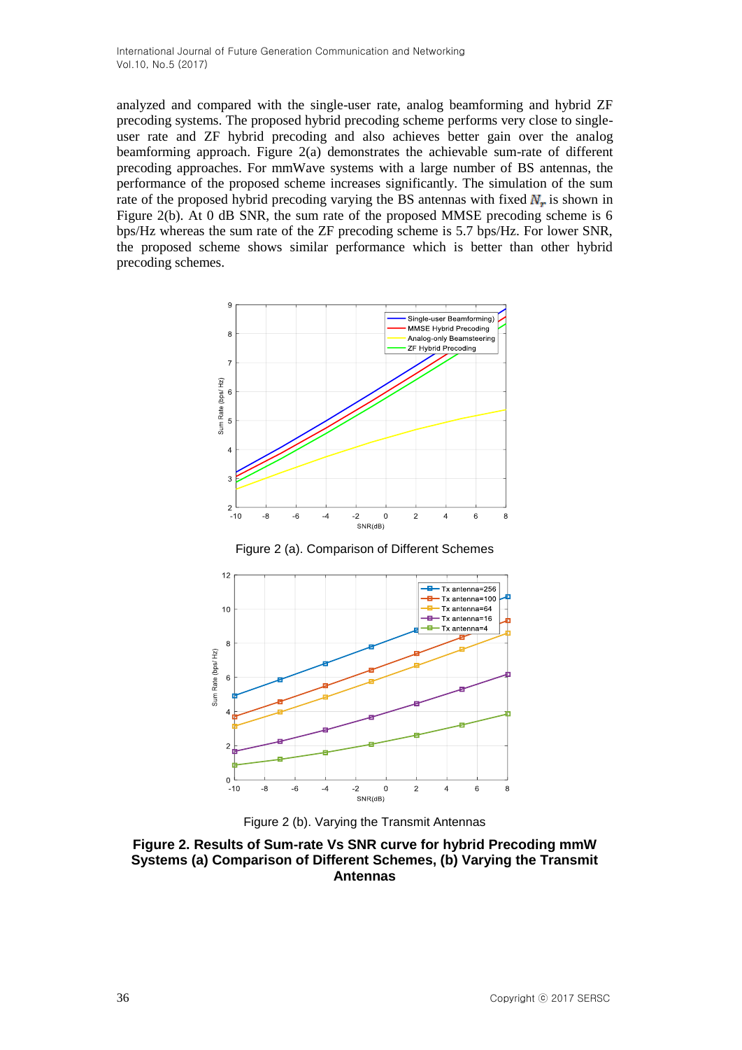analyzed and compared with the single-user rate, analog beamforming and hybrid ZF precoding systems. The proposed hybrid precoding scheme performs very close to single-user rate and ZF hybrid precoding and also achieves better gain over the analog beamforming approach. Figure 2(a) demonstrates the achievable sum-rate of different precoding approaches. For mmWave systems with a large number of BS antennas, the performance of the proposed scheme increases significantly. The simulation of the sum rate of the proposed hybrid precoding varying the BS antennas with fixed $N_r$ is shown in Figure 2(b). At 0 dB SNR, the sum rate of the proposed MMSE precoding scheme is 6 bps/Hz whereas the sum rate of the ZF precoding scheme is 5.7 bps/Hz. For lower SNR, the proposed scheme shows similar performance which is better than other hybrid precoding schemes.

Figure 2 (a). Comparison of Different Schemes

Figure 2 (b). Varying the Transmit Antennas

**Figure 2. Results of Sum-rate Vs SNR curve for hybrid Precoding mmW Systems (a) Comparison of Different Schemes, (b) Varying the Transmit Antennas**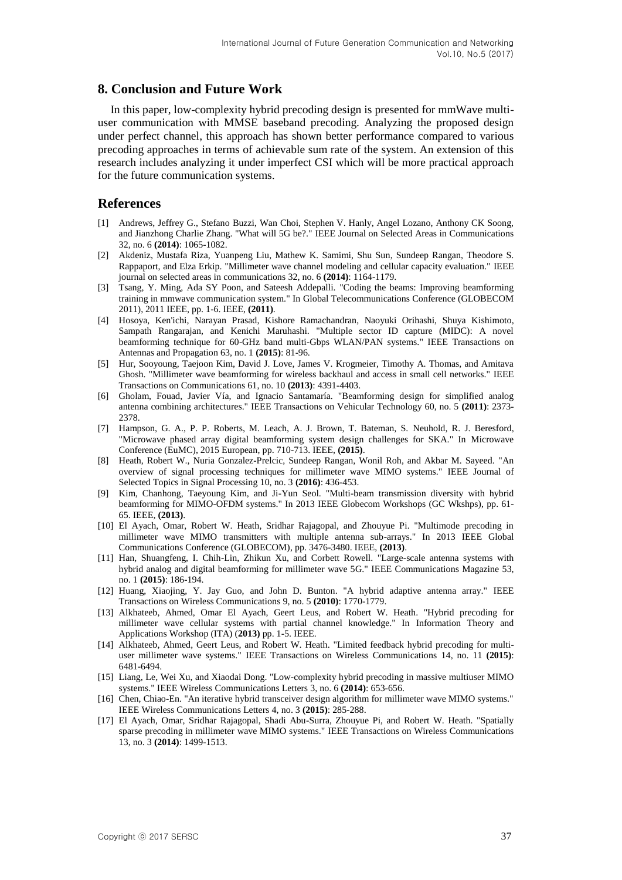## 8. Conclusion and Future Work

In this paper, low-complexity hybrid precoding design is presented for mmWave multi-user communication with MMSE baseband precoding. Analyzing the proposed design under perfect channel, this approach has shown better performance compared to various precoding approaches in terms of achievable sum rate of the system. An extension of this research includes analyzing it under imperfect CSI which will be more practical approach for the future communication systems.

## References

[1] Andrews, Jeffrey G., Stefano Buzzi, Wan Choi, Stephen V. Hanly, Angel Lozano, Anthony CK Soong, and Jianzhong Charlie Zhang. "What will 5G be?." IEEE Journal on Selected Areas in Communications 32, no. 6 **(2014)**: 1065-1082.

[2] Akdeniz, Mustafa Riza, Yuanpeng Liu, Mathew K. Samimi, Shu Sun, Sundeep Rangan, Theodore S. Rappaport, and Elza Erkip. "Millimeter wave channel modeling and cellular capacity evaluation." IEEE journal on selected areas in communications 32, no. 6 **(2014)**: 1164-1179.

[3] Tsang, Y. Ming, Ada SY Poon, and Sateesh Addepalli. "Coding the beams: Improving beamforming training in mmwave communication system." In Global Telecommunications Conference (GLOBECOM 2011), 2011 IEEE, pp. 1-6. IEEE, **(2011)**.

[4] Hosoya, Ken'ichi, Narayan Prasad, Kishore Ramachandran, Naoyuki Orihashi, Shuya Kishimoto, Sampath Rangarajan, and Kenichi Maruhashi. "Multiple sector ID capture (MIDC): A novel beamforming technique for 60-GHz band multi-Gbps WLAN/PAN systems." IEEE Transactions on Antennas and Propagation 63, no. 1 **(2015)**: 81-96.

[5] Hur, Sooyoung, Taejoon Kim, David J. Love, James V. Krogmeier, Timothy A. Thomas, and Amitava Ghosh. "Millimeter wave beamforming for wireless backhaul and access in small cell networks." IEEE Transactions on Communications 61, no. 10 **(2013)**: 4391-4403.

[6] Gholam, Fouad, Javier Vía, and Ignacio Santamaría. "Beamforming design for simplified analog antenna combining architectures." IEEE Transactions on Vehicular Technology 60, no. 5 **(2011)**: 2373-2378.

[7] Hampson, G. A., P. P. Roberts, M. Leach, A. J. Brown, T. Bateman, S. Neuhold, R. J. Beresford, "Microwave phased array digital beamforming system design challenges for SKA." In Microwave Conference (EuMC), 2015 European, pp. 710-713. IEEE, **(2015)**.

[8] Heath, Robert W., Nuria Gonzalez-Prelcic, Sundeep Rangan, Wonil Roh, and Akbar M. Sayeed. "An overview of signal processing techniques for millimeter wave MIMO systems." IEEE Journal of Selected Topics in Signal Processing 10, no. 3 **(2016)**: 436-453.

[9] Kim, Chanhong, Taeyoung Kim, and Ji-Yun Seol. "Multi-beam transmission diversity with hybrid beamforming for MIMO-OFDM systems." In 2013 IEEE Globecom Workshops (GC Wkshps), pp. 61-65. IEEE, **(2013)**.

[10] El Ayach, Omar, Robert W. Heath, Sridhar Rajagopal, and Zhouyue Pi. "Multimode precoding in millimeter wave MIMO transmitters with multiple antenna sub-arrays." In 2013 IEEE Global Communications Conference (GLOBECOM), pp. 3476-3480. IEEE, **(2013)**.

[11] Han, Shuangfeng, I. Chih-Lin, Zhikun Xu, and Corbett Rowell. "Large-scale antenna systems with hybrid analog and digital beamforming for millimeter wave 5G." IEEE Communications Magazine 53, no. 1 **(2015)**: 186-194.

[12] Huang, Xiaojing, Y. Jay Guo, and John D. Bunton. "A hybrid adaptive antenna array." IEEE Transactions on Wireless Communications 9, no. 5 **(2010)**: 1770-1779.

[13] Alkhateeb, Ahmed, Omar El Ayach, Geert Leus, and Robert W. Heath. "Hybrid precoding for millimeter wave cellular systems with partial channel knowledge." In Information Theory and Applications Workshop (ITA) (**2013)** pp. 1-5. IEEE.

[14] Alkhateeb, Ahmed, Geert Leus, and Robert W. Heath. "Limited feedback hybrid precoding for multi-user millimeter wave systems." IEEE Transactions on Wireless Communications 14, no. 11 **(2015)**: 6481-6494.

[15] Liang, Le, Wei Xu, and Xiaodai Dong. "Low-complexity hybrid precoding in massive multiuser MIMO systems." IEEE Wireless Communications Letters 3, no. 6 **(2014)**: 653-656.

[16] Chen, Chiao-En. "An iterative hybrid transceiver design algorithm for millimeter wave MIMO systems." IEEE Wireless Communications Letters 4, no. 3 **(2015)**: 285-288.

[17] El Ayach, Omar, Sridhar Rajagopal, Shadi Abu-Surra, Zhouyue Pi, and Robert W. Heath. "Spatially sparse precoding in millimeter wave MIMO systems." IEEE Transactions on Wireless Communications 13, no. 3 **(2014)**: 1499-1513.